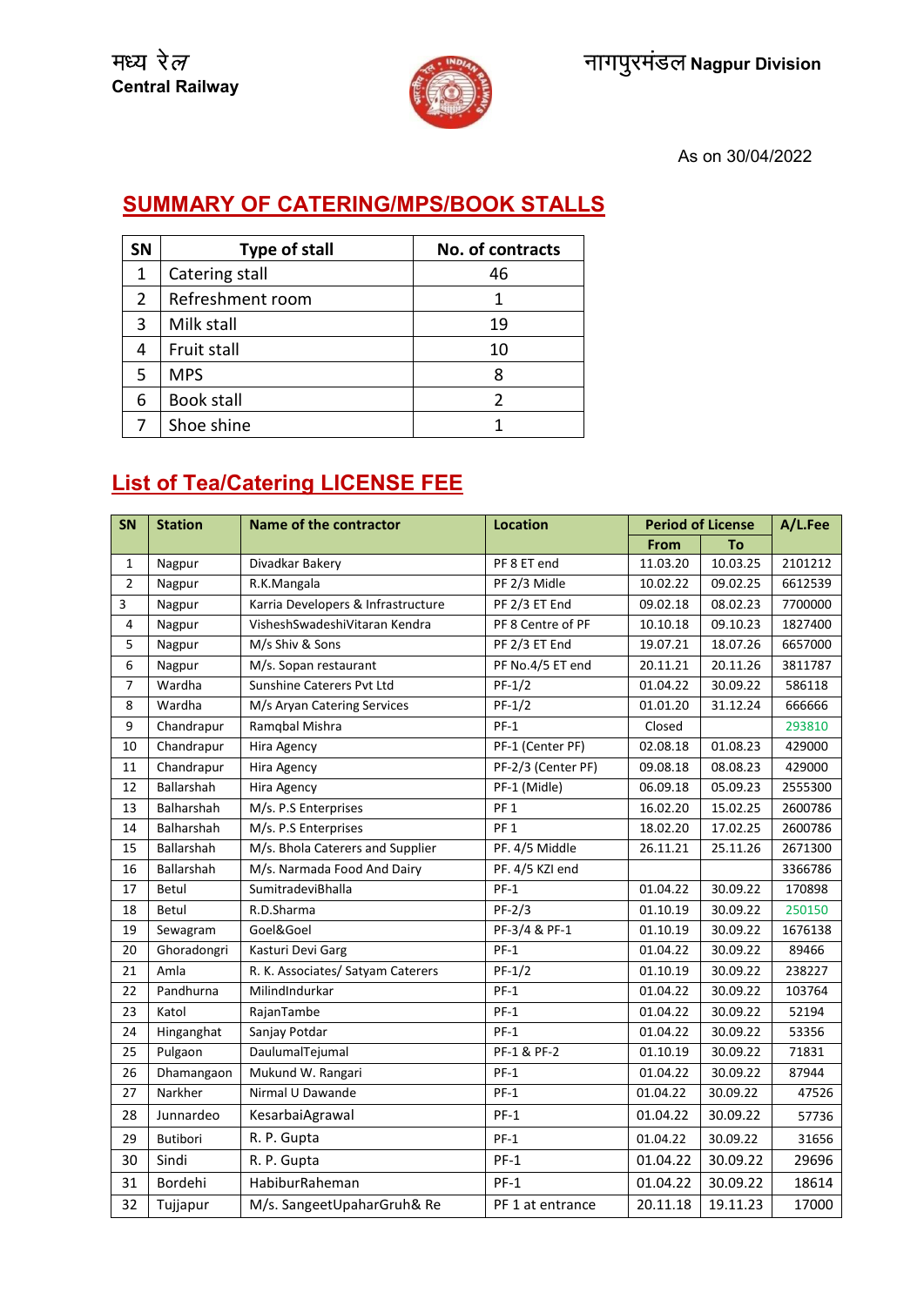मध्य रेल
**Central Railway**

नागपुरमंडल **Nagpur Division**

As on 30/04/2022

## SUMMARY OF CATERING/MPS/BOOK STALLS

| SN | Type of stall | No. of contracts |
|---|---|---|
| 1 | Catering stall | 46 |
| 2 | Refreshment room | 1 |
| 3 | Milk stall | 19 |
| 4 | Fruit stall | 10 |
| 5 | MPS | 8 |
| 6 | Book stall | 2 |
| 7 | Shoe shine | 1 |

## List of Tea/Catering LICENSE FEE

| SN | Station | Name of the contractor | Location | Period of License | | A/L.Fee |
|---|---|---|---|---|---|---|
| | | | | From | To | |
| 1 | Nagpur | Divadkar Bakery | PF 8 ET end | 11.03.20 | 10.03.25 | 2101212 |
| 2 | Nagpur | R.K.Mangala | PF 2/3 Midle | 10.02.22 | 09.02.25 | 6612539 |
| 3 | Nagpur | Karria Developers & Infrastructure | PF 2/3 ET End | 09.02.18 | 08.02.23 | 7700000 |
| 4 | Nagpur | VisheshSwadeshiVitaran Kendra | PF 8 Centre of PF | 10.10.18 | 09.10.23 | 1827400 |
| 5 | Nagpur | M/s Shiv & Sons | PF 2/3 ET End | 19.07.21 | 18.07.26 | 6657000 |
| 6 | Nagpur | M/s. Sopan restaurant | PF No.4/5 ET end | 20.11.21 | 20.11.26 | 3811787 |
| 7 | Wardha | Sunshine Caterers Pvt Ltd | PF-1/2 | 01.04.22 | 30.09.22 | 586118 |
| 8 | Wardha | M/s Aryan Catering Services | PF-1/2 | 01.01.20 | 31.12.24 | 666666 |
| 9 | Chandrapur | Ramqbal Mishra | PF-1 | Closed | | 293810 |
| 10 | Chandrapur | Hira Agency | PF-1 (Center PF) | 02.08.18 | 01.08.23 | 429000 |
| 11 | Chandrapur | Hira Agency | PF-2/3 (Center PF) | 09.08.18 | 08.08.23 | 429000 |
| 12 | Ballarshah | Hira Agency | PF-1 (Midle) | 06.09.18 | 05.09.23 | 2555300 |
| 13 | Balharshah | M/s. P.S Enterprises | PF 1 | 16.02.20 | 15.02.25 | 2600786 |
| 14 | Balharshah | M/s. P.S Enterprises | PF 1 | 18.02.20 | 17.02.25 | 2600786 |
| 15 | Ballarshah | M/s. Bhola Caterers and Supplier | PF. 4/5 Middle | 26.11.21 | 25.11.26 | 2671300 |
| 16 | Ballarshah | M/s. Narmada Food And Dairy | PF. 4/5 KZI end | | | 3366786 |
| 17 | Betul | SumitradeviBhalla | PF-1 | 01.04.22 | 30.09.22 | 170898 |
| 18 | Betul | R.D.Sharma | PF-2/3 | 01.10.19 | 30.09.22 | 250150 |
| 19 | Sewagram | Goel&Goel | PF-3/4 & PF-1 | 01.10.19 | 30.09.22 | 1676138 |
| 20 | Ghoradongri | Kasturi Devi Garg | PF-1 | 01.04.22 | 30.09.22 | 89466 |
| 21 | Amla | R. K. Associates/ Satyam Caterers | PF-1/2 | 01.10.19 | 30.09.22 | 238227 |
| 22 | Pandhurna | MilindIndurkar | PF-1 | 01.04.22 | 30.09.22 | 103764 |
| 23 | Katol | RajanTambe | PF-1 | 01.04.22 | 30.09.22 | 52194 |
| 24 | Hinganghat | Sanjay Potdar | PF-1 | 01.04.22 | 30.09.22 | 53356 |
| 25 | Pulgaon | DaulumalTejumal | PF-1 & PF-2 | 01.10.19 | 30.09.22 | 71831 |
| 26 | Dhamangaon | Mukund W. Rangari | PF-1 | 01.04.22 | 30.09.22 | 87944 |
| 27 | Narkher | Nirmal U Dawande | PF-1 | 01.04.22 | 30.09.22 | 47526 |
| 28 | Junnardeo | KesarbaiAgrawal | PF-1 | 01.04.22 | 30.09.22 | 57736 |
| 29 | Butibori | R. P. Gupta | PF-1 | 01.04.22 | 30.09.22 | 31656 |
| 30 | Sindi | R. P. Gupta | PF-1 | 01.04.22 | 30.09.22 | 29696 |
| 31 | Bordehi | HabiburRaheman | PF-1 | 01.04.22 | 30.09.22 | 18614 |
| 32 | Tujjapur | M/s. SangeetUpaharGruh& Re | PF 1 at entrance | 20.11.18 | 19.11.23 | 17000 |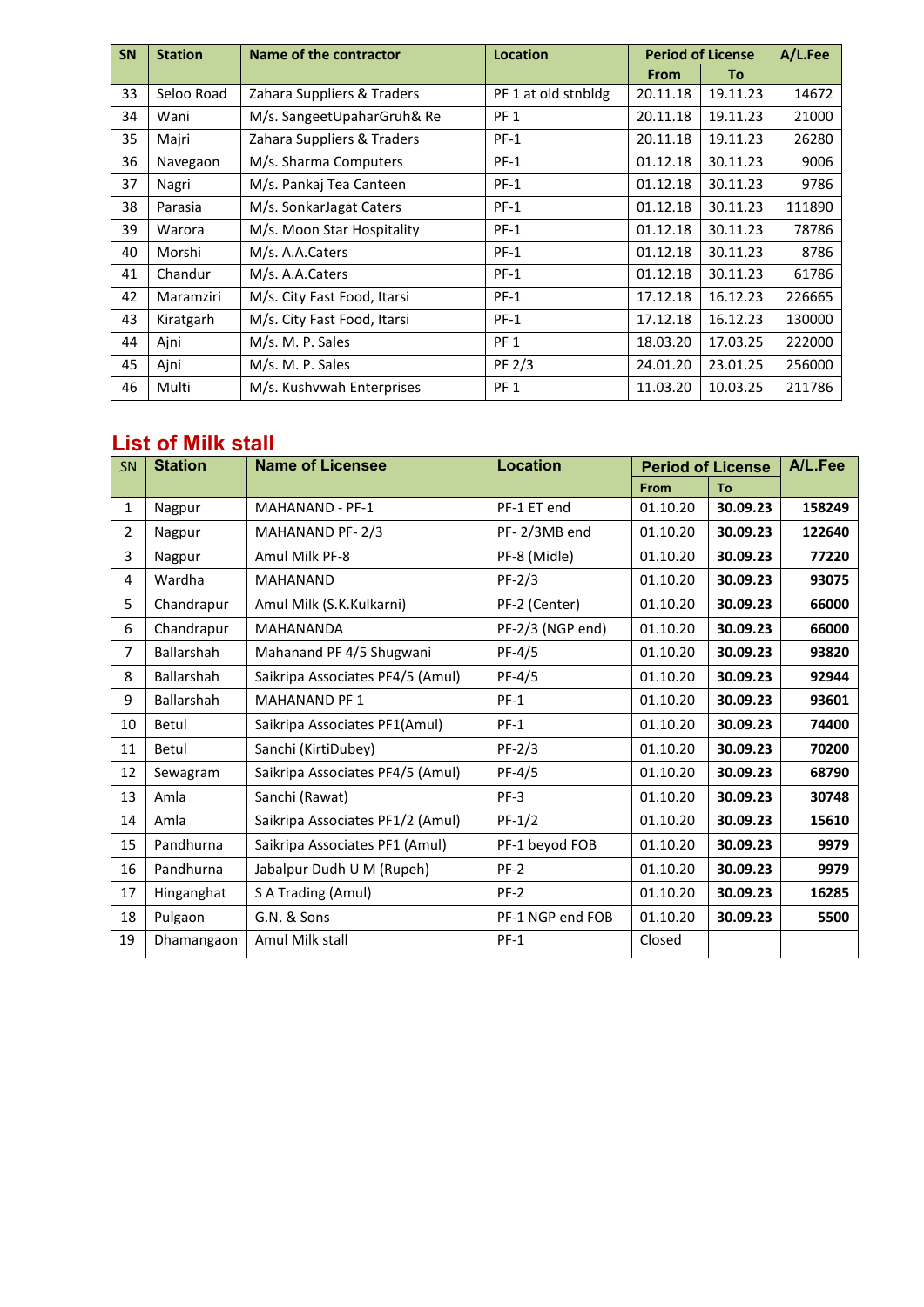| SN | Station | Name of the contractor | Location | Period of License | | A/L.Fee |
|---|---|---|---|---|---|---|
| | | | | From | To | |
| 33 | Seloo Road | Zahara Suppliers & Traders | PF 1 at old stnbldg | 20.11.18 | 19.11.23 | 14672 |
| 34 | Wani | M/s. SangeetUpaharGruh& Re | PF 1 | 20.11.18 | 19.11.23 | 21000 |
| 35 | Majri | Zahara Suppliers & Traders | PF-1 | 20.11.18 | 19.11.23 | 26280 |
| 36 | Navegaon | M/s. Sharma Computers | PF-1 | 01.12.18 | 30.11.23 | 9006 |
| 37 | Nagri | M/s. Pankaj Tea Canteen | PF-1 | 01.12.18 | 30.11.23 | 9786 |
| 38 | Parasia | M/s. SonkarJagat Caters | PF-1 | 01.12.18 | 30.11.23 | 111890 |
| 39 | Warora | M/s. Moon Star Hospitality | PF-1 | 01.12.18 | 30.11.23 | 78786 |
| 40 | Morshi | M/s. A.A.Caters | PF-1 | 01.12.18 | 30.11.23 | 8786 |
| 41 | Chandur | M/s. A.A.Caters | PF-1 | 01.12.18 | 30.11.23 | 61786 |
| 42 | Maramziri | M/s. City Fast Food, Itarsi | PF-1 | 17.12.18 | 16.12.23 | 226665 |
| 43 | Kiratgarh | M/s. City Fast Food, Itarsi | PF-1 | 17.12.18 | 16.12.23 | 130000 |
| 44 | Ajni | M/s. M. P. Sales | PF 1 | 18.03.20 | 17.03.25 | 222000 |
| 45 | Ajni | M/s. M. P. Sales | PF 2/3 | 24.01.20 | 23.01.25 | 256000 |
| 46 | Multi | M/s. Kushvwah Enterprises | PF 1 | 11.03.20 | 10.03.25 | 211786 |

## List of Milk stall

| SN | Station | Name of Licensee | Location | Period of License | | A/L.Fee |
|---|---|---|---|---|---|---|
| | | | | From | To | |
| 1 | Nagpur | MAHANAND - PF-1 | PF-1 ET end | 01.10.20 | **30.09.23** | **158249** |
| 2 | Nagpur | MAHANAND PF- 2/3 | PF- 2/3MB end | 01.10.20 | **30.09.23** | **122640** |
| 3 | Nagpur | Amul Milk PF-8 | PF-8 (Midle) | 01.10.20 | **30.09.23** | **77220** |
| 4 | Wardha | MAHANAND | PF-2/3 | 01.10.20 | **30.09.23** | **93075** |
| 5 | Chandrapur | Amul Milk (S.K.Kulkarni) | PF-2 (Center) | 01.10.20 | **30.09.23** | **66000** |
| 6 | Chandrapur | MAHANANDA | PF-2/3 (NGP end) | 01.10.20 | **30.09.23** | **66000** |
| 7 | Ballarshah | Mahanand PF 4/5 Shugwani | PF-4/5 | 01.10.20 | **30.09.23** | **93820** |
| 8 | Ballarshah | Saikripa Associates PF4/5 (Amul) | PF-4/5 | 01.10.20 | **30.09.23** | **92944** |
| 9 | Ballarshah | MAHANAND PF 1 | PF-1 | 01.10.20 | **30.09.23** | **93601** |
| 10 | Betul | Saikripa Associates PF1(Amul) | PF-1 | 01.10.20 | **30.09.23** | **74400** |
| 11 | Betul | Sanchi (KirtiDubey) | PF-2/3 | 01.10.20 | **30.09.23** | **70200** |
| 12 | Sewagram | Saikripa Associates PF4/5 (Amul) | PF-4/5 | 01.10.20 | **30.09.23** | **68790** |
| 13 | Amla | Sanchi (Rawat) | PF-3 | 01.10.20 | **30.09.23** | **30748** |
| 14 | Amla | Saikripa Associates PF1/2 (Amul) | PF-1/2 | 01.10.20 | **30.09.23** | **15610** |
| 15 | Pandhurna | Saikripa Associates PF1 (Amul) | PF-1 beyod FOB | 01.10.20 | **30.09.23** | **9979** |
| 16 | Pandhurna | Jabalpur Dudh U M (Rupeh) | PF-2 | 01.10.20 | **30.09.23** | **9979** |
| 17 | Hinganghat | S A Trading (Amul) | PF-2 | 01.10.20 | **30.09.23** | **16285** |
| 18 | Pulgaon | G.N. & Sons | PF-1 NGP end FOB | 01.10.20 | **30.09.23** | **5500** |
| 19 | Dhamangaon | Amul Milk stall | PF-1 | Closed | | |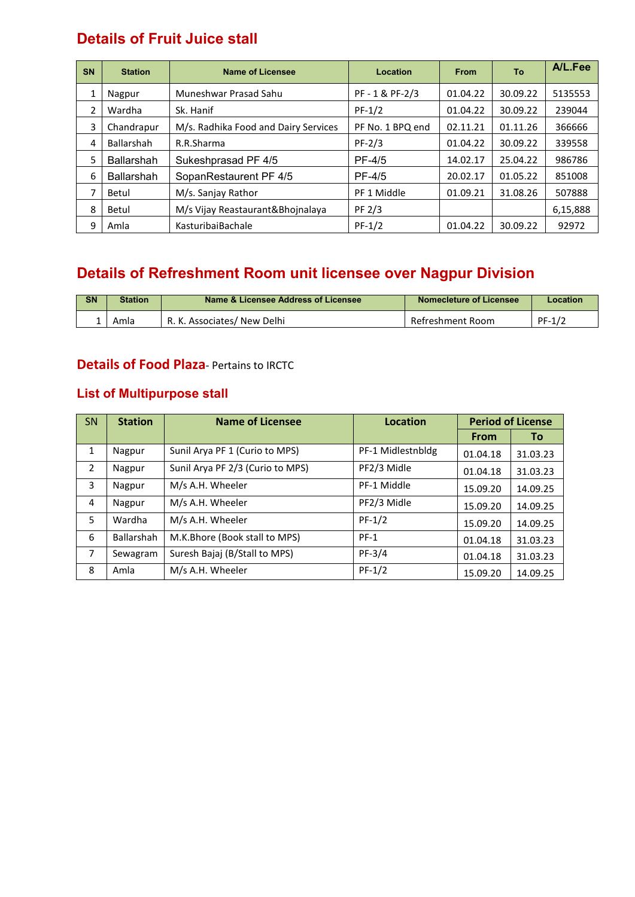## Details of Fruit Juice stall

| SN | Station | Name of Licensee | Location | From | To | A/L.Fee |
|---|---|---|---|---|---|---|
| 1 | Nagpur | Muneshwar Prasad Sahu | PF - 1 & PF-2/3 | 01.04.22 | 30.09.22 | 5135553 |
| 2 | Wardha | Sk. Hanif | PF-1/2 | 01.04.22 | 30.09.22 | 239044 |
| 3 | Chandrapur | M/s. Radhika Food and Dairy Services | PF No. 1 BPQ end | 02.11.21 | 01.11.26 | 366666 |
| 4 | Ballarshah | R.R.Sharma | PF-2/3 | 01.04.22 | 30.09.22 | 339558 |
| 5 | Ballarshah | Sukeshprasad PF 4/5 | PF-4/5 | 14.02.17 | 25.04.22 | 986786 |
| 6 | Ballarshah | SopanRestaurent PF 4/5 | PF-4/5 | 20.02.17 | 01.05.22 | 851008 |
| 7 | Betul | M/s. Sanjay Rathor | PF 1 Middle | 01.09.21 | 31.08.26 | 507888 |
| 8 | Betul | M/s Vijay Reastaurant&Bhojnalaya | PF 2/3 | | | 6,15,888 |
| 9 | Amla | KasturibaiBachale | PF-1/2 | 01.04.22 | 30.09.22 | 92972 |

## Details of Refreshment Room unit licensee over Nagpur Division

| SN | Station | Name & Licensee Address of Licensee | Nomecleture of Licensee | Location |
|---|---|---|---|---|
| 1 | Amla | R. K. Associates/ New Delhi | Refreshment Room | PF-1/2 |

## Details of Food Plaza- Pertains to IRCTC

## List of Multipurpose stall

| SN | Station | Name of Licensee | Location | Period of License | |
|---|---|---|---|---|---|
| | | | | From | To |
| 1 | Nagpur | Sunil Arya PF 1 (Curio to MPS) | PF-1 Midlestnbldg | 01.04.18 | 31.03.23 |
| 2 | Nagpur | Sunil Arya PF 2/3 (Curio to MPS) | PF2/3 Midle | 01.04.18 | 31.03.23 |
| 3 | Nagpur | M/s A.H. Wheeler | PF-1 Middle | 15.09.20 | 14.09.25 |
| 4 | Nagpur | M/s A.H. Wheeler | PF2/3 Midle | 15.09.20 | 14.09.25 |
| 5 | Wardha | M/s A.H. Wheeler | PF-1/2 | 15.09.20 | 14.09.25 |
| 6 | Ballarshah | M.K.Bhore (Book stall to MPS) | PF-1 | 01.04.18 | 31.03.23 |
| 7 | Sewagram | Suresh Bajaj (B/Stall to MPS) | PF-3/4 | 01.04.18 | 31.03.23 |
| 8 | Amla | M/s A.H. Wheeler | PF-1/2 | 15.09.20 | 14.09.25 |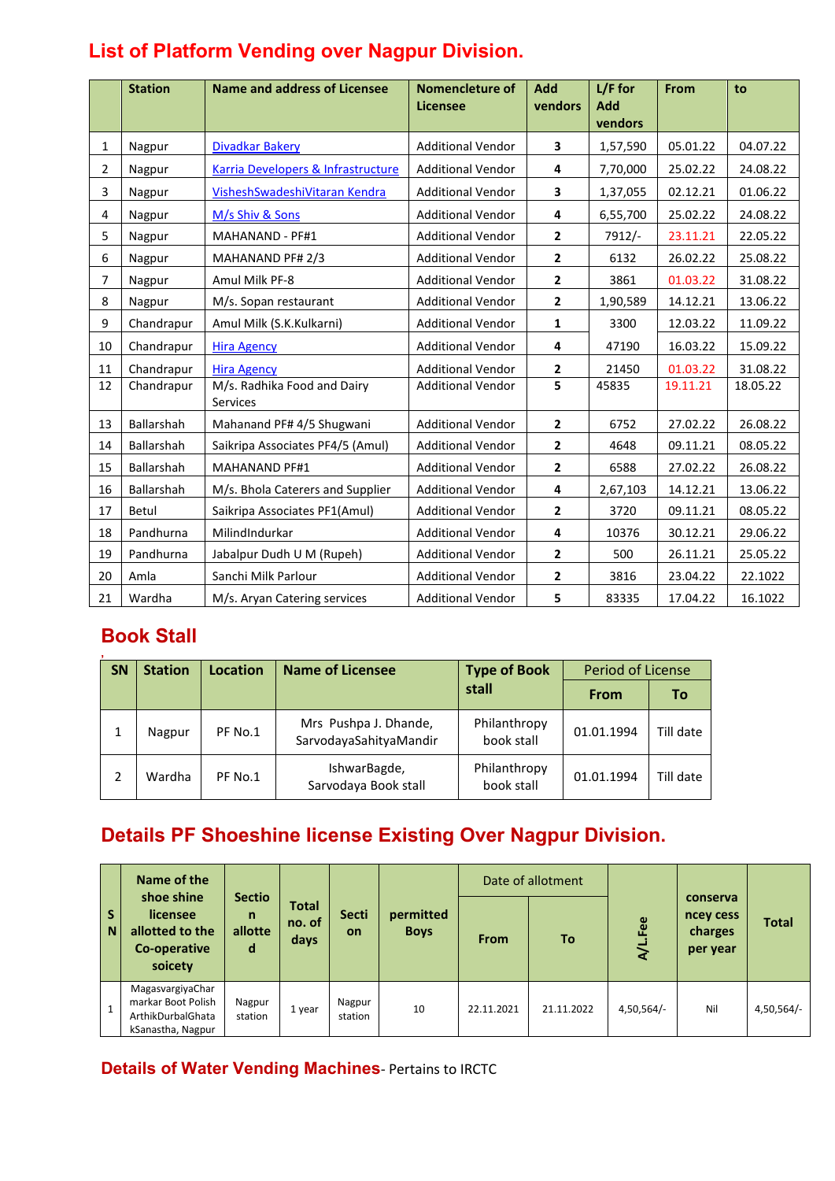## List of Platform Vending over Nagpur Division.

| | Station | Name and address of Licensee | Nomencleture of Licensee | Add vendors | L/F for Add vendors | From | to |
|---|---|---|---|---|---|---|---|
| 1 | Nagpur | Divadkar Bakery | Additional Vendor | 3 | 1,57,590 | 05.01.22 | 04.07.22 |
| 2 | Nagpur | Karria Developers & Infrastructure | Additional Vendor | 4 | 7,70,000 | 25.02.22 | 24.08.22 |
| 3 | Nagpur | VisheshSwadeshiVitaran Kendra | Additional Vendor | 3 | 1,37,055 | 02.12.21 | 01.06.22 |
| 4 | Nagpur | M/s Shiv & Sons | Additional Vendor | 4 | 6,55,700 | 25.02.22 | 24.08.22 |
| 5 | Nagpur | MAHANAND - PF#1 | Additional Vendor | 2 | 7912/- | 23.11.21 | 22.05.22 |
| 6 | Nagpur | MAHANAND PF# 2/3 | Additional Vendor | 2 | 6132 | 26.02.22 | 25.08.22 |
| 7 | Nagpur | Amul Milk PF-8 | Additional Vendor | 2 | 3861 | 01.03.22 | 31.08.22 |
| 8 | Nagpur | M/s. Sopan restaurant | Additional Vendor | 2 | 1,90,589 | 14.12.21 | 13.06.22 |
| 9 | Chandrapur | Amul Milk (S.K.Kulkarni) | Additional Vendor | 1 | 3300 | 12.03.22 | 11.09.22 |
| 10 | Chandrapur | Hira Agency | Additional Vendor | 4 | 47190 | 16.03.22 | 15.09.22 |
| 11 | Chandrapur | Hira Agency | Additional Vendor | 2 | 21450 | 01.03.22 | 31.08.22 |
| 12 | Chandrapur | M/s. Radhika Food and Dairy Services | Additional Vendor | 5 | 45835 | 19.11.21 | 18.05.22 |
| 13 | Ballarshah | Mahanand PF# 4/5 Shugwani | Additional Vendor | 2 | 6752 | 27.02.22 | 26.08.22 |
| 14 | Ballarshah | Saikripa Associates PF4/5 (Amul) | Additional Vendor | 2 | 4648 | 09.11.21 | 08.05.22 |
| 15 | Ballarshah | MAHANAND PF#1 | Additional Vendor | 2 | 6588 | 27.02.22 | 26.08.22 |
| 16 | Ballarshah | M/s. Bhola Caterers and Supplier | Additional Vendor | 4 | 2,67,103 | 14.12.21 | 13.06.22 |
| 17 | Betul | Saikripa Associates PF1(Amul) | Additional Vendor | 2 | 3720 | 09.11.21 | 08.05.22 |
| 18 | Pandhurna | MilindIndurkar | Additional Vendor | 4 | 10376 | 30.12.21 | 29.06.22 |
| 19 | Pandhurna | Jabalpur Dudh U M (Rupeh) | Additional Vendor | 2 | 500 | 26.11.21 | 25.05.22 |
| 20 | Amla | Sanchi Milk Parlour | Additional Vendor | 2 | 3816 | 23.04.22 | 22.1022 |
| 21 | Wardha | M/s. Aryan Catering services | Additional Vendor | 5 | 83335 | 17.04.22 | 16.1022 |

## Book Stall

| SN | Station | Location | Name of Licensee | Type of Book stall | Period of License | |
|---|---|---|---|---|---|---|
| | | | | | From | To |
| 1 | Nagpur | PF No.1 | Mrs Pushpa J. Dhande, SarvodayaSahityaMandir | Philanthropy book stall | 01.01.1994 | Till date |
| 2 | Wardha | PF No.1 | IshwarBagde, Sarvodaya Book stall | Philanthropy book stall | 01.01.1994 | Till date |

## Details PF Shoeshine license Existing Over Nagpur Division.

| SN | Name of the shoe shine licensee allotted to the Co-operative soicety | Section allotted | Total no. of days | Section | permitted Boys | Date of allotment | | A/L.Fee | conservancy cess charges per year | Total |
|---|---|---|---|---|---|---|---|---|---|---|
| | | | | | | From | To | | | |
| 1 | MagasvargiyaCharmarkar Boot Polish ArthikDurbalGhatakSanastha, Nagpur | Nagpur station | 1 year | Nagpur station | 10 | 22.11.2021 | 21.11.2022 | 4,50,564/- | Nil | 4,50,564/- |

## Details of Water Vending Machines- Pertains to IRCTC